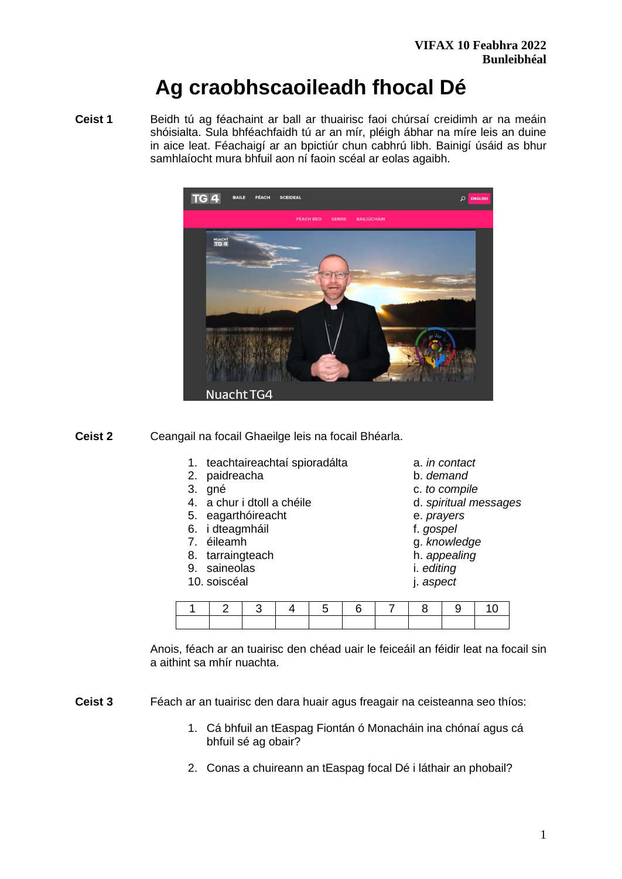**VIFAX 10 Feabhra 2022**
**Bunleibhéal**

# Ag craobhscaoileadh fhocal Dé

**Ceist 1** Beidh tú ag féachaint ar ball ar thuairisc faoi chúrsaí creidimh ar na meáin shóisialta. Sula bhféachfaidh tú ar an mír, pléigh ábhar na míre leis an duine in aice leat. Féachaigí ar an bpictiúr chun cabhrú libh. Bainigí úsáid as bhur samhlaíocht mura bhfuil aon ní faoin scéal ar eolas agaibh.

**Ceist 2** Ceangail na focail Ghaeilge leis na focail Bhéarla.

1. teachtaireachtaí spioradálta
2. paidreacha
3. gné
4. a chur i dtoll a chéile
5. eagarthóireacht
6. i dteagmháil
7. éileamh
8. tarraingteach
9. saineolas
10. soiscéal

a. *in contact*
b. *demand*
c. *to compile*
d. *spiritual messages*
e. *prayers*
f. *gospel*
g. *knowledge*
h. *appealing*
i. *editing*
j. *aspect*

| 1 | 2 | 3 | 4 | 5 | 6 | 7 | 8 | 9 | 10 |
|---|---|---|---|---|---|---|---|---|---|
| | | | | | | | | | |

Anois, féach ar an tuairisc den chéad uair le feiceáil an féidir leat na focail sin a aithint sa mhír nuachta.

**Ceist 3** Féach ar an tuairisc den dara huair agus freagair na ceisteanna seo thíos:

1. Cá bhfuil an tEaspag Fiontán ó Monacháin ina chónaí agus cá bhfuil sé ag obair?
2. Conas a chuireann an tEaspag focal Dé i láthair an phobail?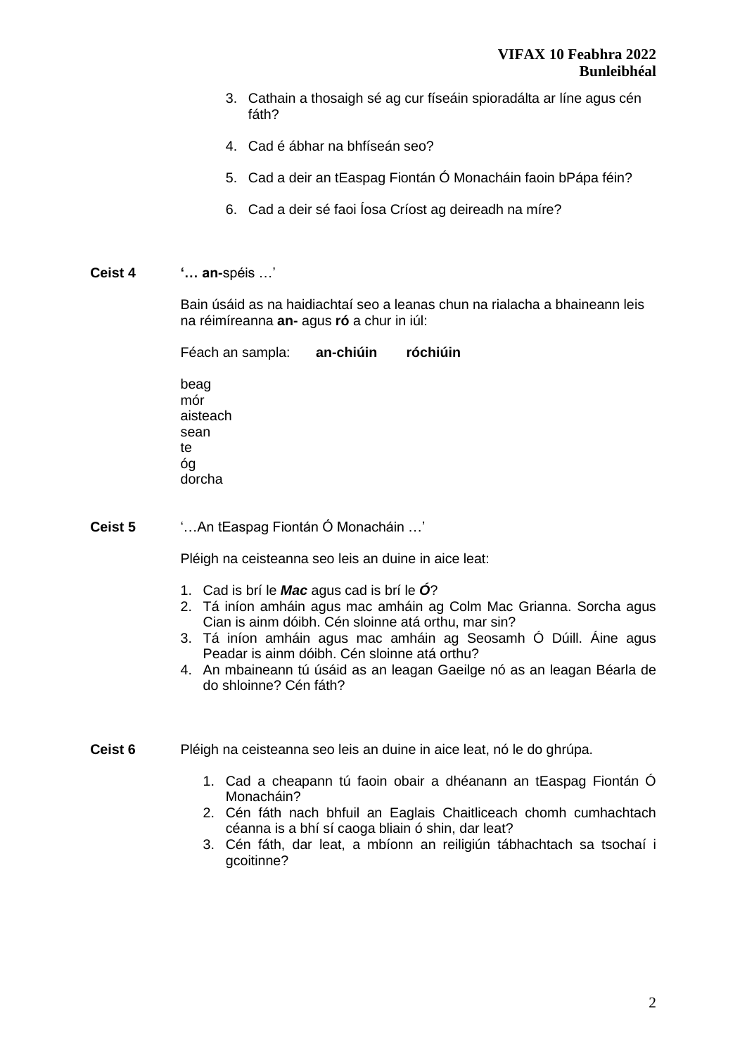3. Cathain a thosaigh sé ag cur físeáin spioradálta ar líne agus cén fáth?

4. Cad é ábhar na bhfíseán seo?

5. Cad a deir an tEaspag Fiontán Ó Monacháin faoin bPápa féin?

6. Cad a deir sé faoi Íosa Críost ag deireadh na míre?

**Ceist 4** **'… an-**spéis …'

Bain úsáid as na haidiachtaí seo a leanas chun na rialacha a bhaineann leis na réimíreanna **an-** agus **ró** a chur in iúl:

Féach an sampla: **an-chiúin** **róchiúin**

beag
mór
aisteach
sean
te
óg
dorcha

**Ceist 5** '…An tEaspag Fiontán Ó Monacháin …'

Pléigh na ceisteanna seo leis an duine in aice leat:

1. Cad is brí le ***Mac*** agus cad is brí le ***Ó***?
2. Tá iníon amháin agus mac amháin ag Colm Mac Grianna. Sorcha agus Cian is ainm dóibh. Cén sloinne atá orthu, mar sin?
3. Tá iníon amháin agus mac amháin ag Seosamh Ó Dúill. Áine agus Peadar is ainm dóibh. Cén sloinne atá orthu?
4. An mbaineann tú úsáid as an leagan Gaeilge nó as an leagan Béarla de do shloinne? Cén fáth?

**Ceist 6** Pléigh na ceisteanna seo leis an duine in aice leat, nó le do ghrúpa.

1. Cad a cheapann tú faoin obair a dhéanann an tEaspag Fiontán Ó Monacháin?
2. Cén fáth nach bhfuil an Eaglais Chaitliceach chomh cumhachtach céanna is a bhí sí caoga bliain ó shin, dar leat?
3. Cén fáth, dar leat, a mbíonn an reiligiún tábhachtach sa tsochaí i gcoitinne?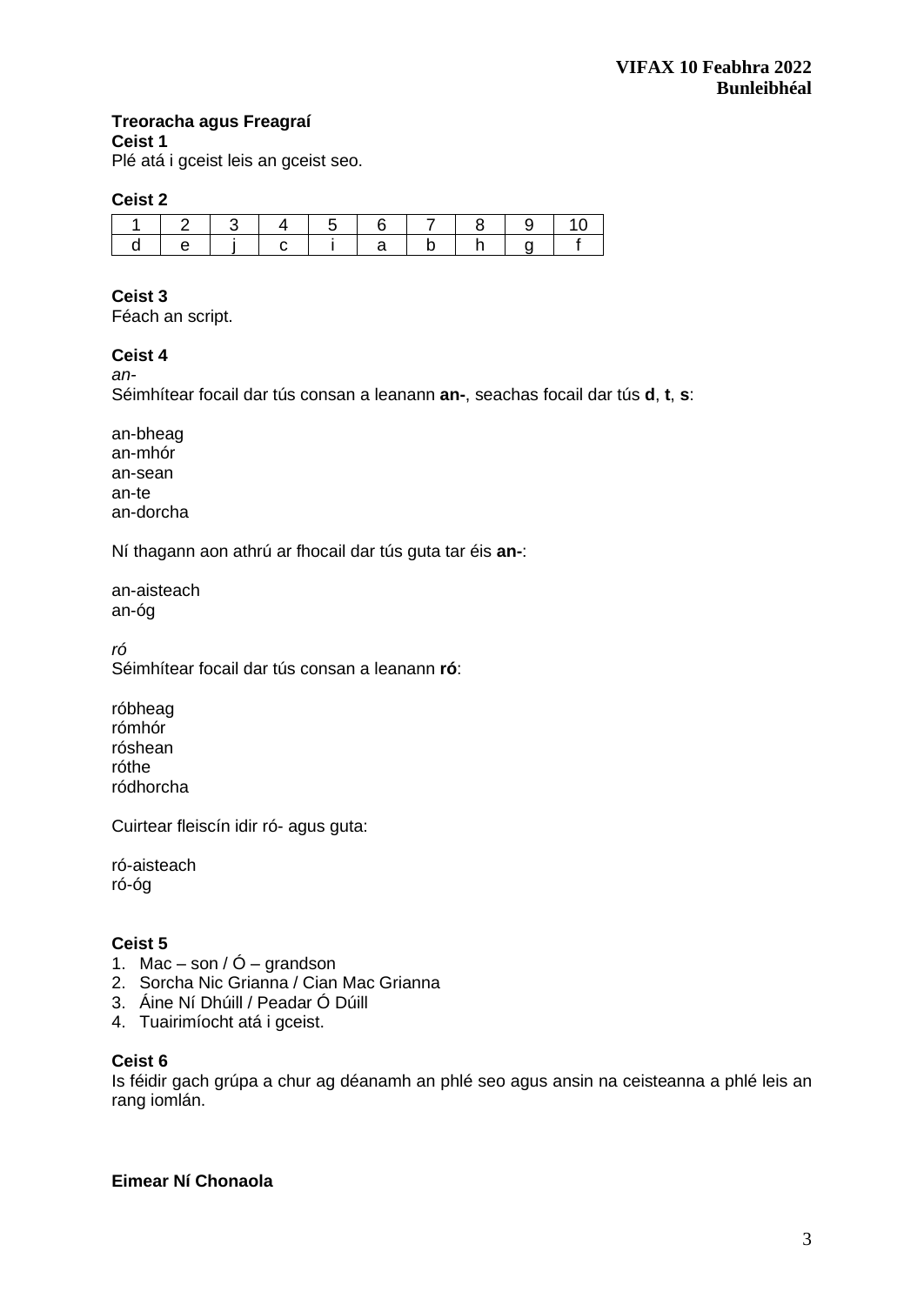**Treoracha agus Freagraí**

**Ceist 1**

Plé atá i gceist leis an gceist seo.

**Ceist 2**

| 1 | 2 | 3 | 4 | 5 | 6 | 7 | 8 | 9 | 10 |
|---|---|---|---|---|---|---|---|---|---|
| d | e | j | c | i | a | b | h | g | f |

**Ceist 3**

Féach an script.

**Ceist 4**

*an-*

Séimhítear focail dar tús consan a leanann **an-**, seachas focail dar tús **d**, **t**, **s**:

an-bheag
an-mhór
an-sean
an-te
an-dorcha

Ní thagann aon athrú ar fhocail dar tús guta tar éis **an-**:

an-aisteach
an-óg

*ró*

Séimhítear focail dar tús consan a leanann **ró**:

róbheag
rómhór
róshean
róthe
ródhorcha

Cuirtear fleiscín idir ró- agus guta:

ró-aisteach
ró-óg

**Ceist 5**

1. Mac – son / Ó – grandson
2. Sorcha Nic Grianna / Cian Mac Grianna
3. Áine Ní Dhúill / Peadar Ó Dúill
4. Tuairimíocht atá i gceist.

**Ceist 6**

Is féidir gach grúpa a chur ag déanamh an phlé seo agus ansin na ceisteanna a phlé leis an rang iomlán.

**Eimear Ní Chonaola**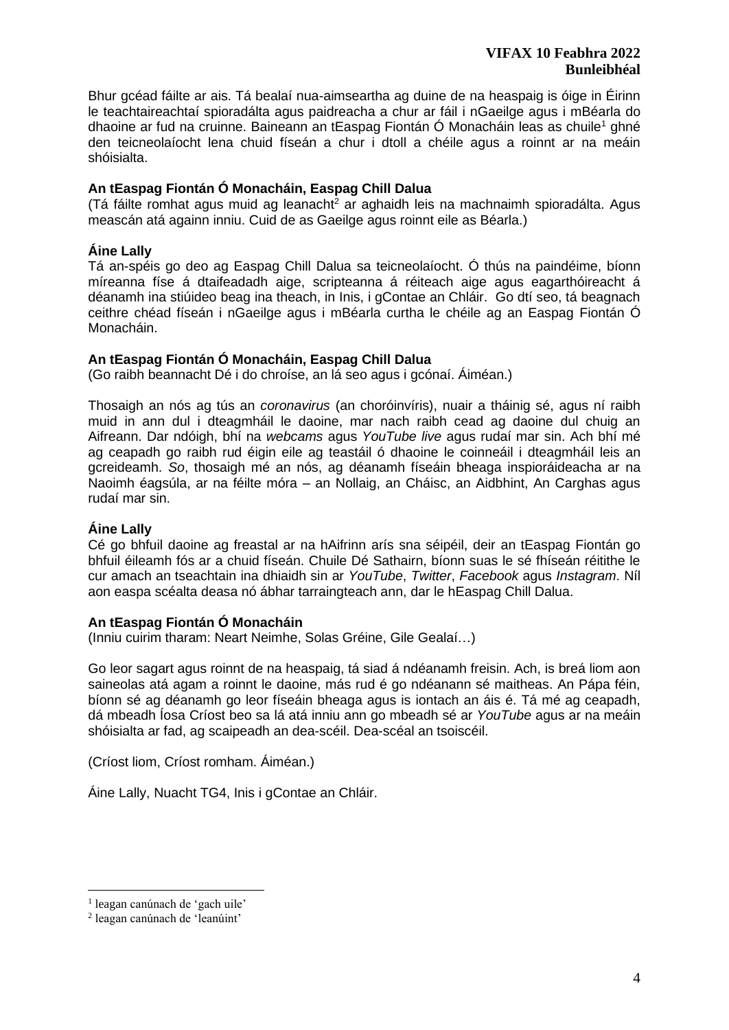Bhur gcéad fáilte ar ais. Tá bealaí nua-aimseartha ag duine de na heaspaig is óige in Éirinn le teachtaireachtaí spioradálta agus paidreacha a chur ar fáil i nGaeilge agus i mBéarla do dhaoine ar fud na cruinne. Baineann an tEaspag Fiontán Ó Monacháin leas as chuile[1] ghné den teicneolaíocht lena chuid físeán a chur i dtoll a chéile agus a roinnt ar na meáin shóisialta.

**An tEaspag Fiontán Ó Monacháin, Easpag Chill Dalua**
(Tá fáilte romhat agus muid ag leanacht[2] ar aghaidh leis na machnaimh spioradálta. Agus meascán atá againn inniu. Cuid de as Gaeilge agus roinnt eile as Béarla.)

**Áine Lally**
Tá an-spéis go deo ag Easpag Chill Dalua sa teicneolaíocht. Ó thús na paindéime, bíonn míreanna físe á dtaifeadadh aige, scripteanna á réiteach aige agus eagarthóireacht á déanamh ina stiúideo beag ina theach, in Inis, i gContae an Chláir. Go dtí seo, tá beagnach ceithre chéad físeán i nGaeilge agus i mBéarla curtha le chéile ag an Easpag Fiontán Ó Monacháin.

**An tEaspag Fiontán Ó Monacháin, Easpag Chill Dalua**
(Go raibh beannacht Dé i do chroíse, an lá seo agus i gcónaí. Áiméan.)

Thosaigh an nós ag tús an *coronavirus* (an choróinvíris), nuair a tháinig sé, agus ní raibh muid in ann dul i dteagmháil le daoine, mar nach raibh cead ag daoine dul chuig an Aifreann. Dar ndóigh, bhí na *webcams* agus *YouTube live* agus rudaí mar sin. Ach bhí mé ag ceapadh go raibh rud éigin eile ag teastáil ó dhaoine le coinneáil i dteagmháil leis an gcreideamh. *So*, thosaigh mé an nós, ag déanamh físeáin bheaga inspioráideacha ar na Naoimh éagsúla, ar na féilte móra – an Nollaig, an Cháisc, an Aidbhint, An Carghas agus rudaí mar sin.

**Áine Lally**
Cé go bhfuil daoine ag freastal ar na hAifrinn arís sna séipéil, deir an tEaspag Fiontán go bhfuil éileamh fós ar a chuid físeán. Chuile Dé Sathairn, bíonn suas le sé fhíseán réitithe le cur amach an tseachtain ina dhiaidh sin ar *YouTube*, *Twitter*, *Facebook* agus *Instagram*. Níl aon easpa scéalta deasa nó ábhar tarraingteach ann, dar le hEaspag Chill Dalua.

**An tEaspag Fiontán Ó Monacháin**
(Inniu cuirim tharam: Neart Neimhe, Solas Gréine, Gile Gealaí…)

Go leor sagart agus roinnt de na heaspaig, tá siad á ndéanamh freisin. Ach, is breá liom aon saineolas atá agam a roinnt le daoine, más rud é go ndéanann sé maitheas. An Pápa féin, bíonn sé ag déanamh go leor físeáin bheaga agus is iontach an áis é. Tá mé ag ceapadh, dá mbeadh Íosa Críost beo sa lá atá inniu ann go mbeadh sé ar *YouTube* agus ar na meáin shóisialta ar fad, ag scaipeadh an dea-scéil. Dea-scéal an tsoiscéil.

(Críost liom, Críost romham. Áiméan.)

Áine Lally, Nuacht TG4, Inis i gContae an Chláir.

---

[1] leagan canúnach de 'gach uile'

[2] leagan canúnach de 'leanúint'